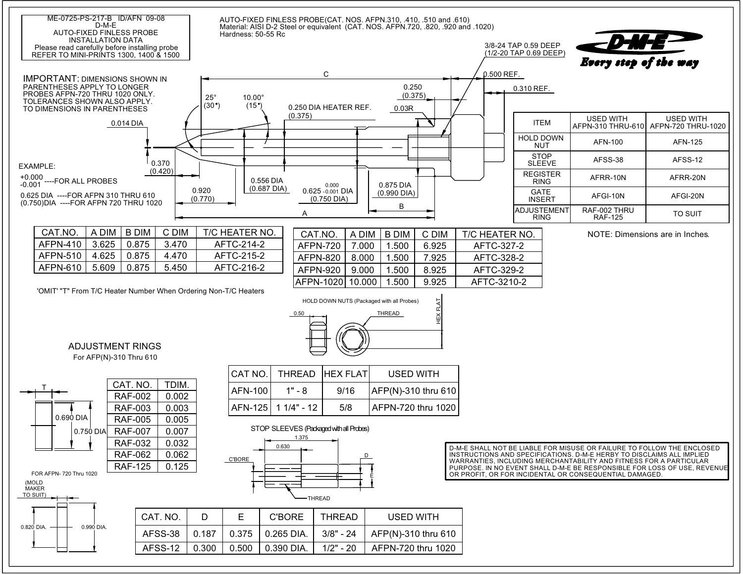ME-0725-PS-217-B ID/AFN 09-08
D-M-E
AUTO-FIXED FINLESS PROBE
INSTALLATION DATA
Please read carefully before installing probe
REFER TO MINI-PRINTS 1300, 1400 & 1500

AUTO-FIXED FINLESS PROBE(CAT. NOS. AFPN.310, .410, .510 and .610)
Material: AISI D-2 Steel or equivalent (CAT. NOS. AFPN.720, .820, .920 and .1020)
Hardness: 50-55 Rc

D-M-E
*Every step of the way*

**IMPORTANT:** DIMENSIONS SHOWN IN PARENTHESES APPLY TO LONGER PROBES AFPN-720 THRU 1020 ONLY. TOLERANCES SHOWN ALSO APPLY. TO DIMENSIONS IN PARENTHESES

3/8-24 TAP 0.59 DEEP
(1/2-20 TAP 0.69 DEEP)

C
0.500 REF.
0.310 REF.
0.250 (0.375)
0.03R
25° (30°)
10.00° (15°)
0.250 DIA HEATER REF. (0.375)
0.014 DIA
0.370 (0.420)
0.920 (0.770)
0.556 DIA (0.687 DIA)
$0.625\ ^{0.000}_{-0.001}$ DIA (0.750 DIA)
0.875 DIA (0.990 DIA)
B
A

EXAMPLE:
+0.000
-0.001 ----FOR ALL PROBES
0.625 DIA ----FOR AFPN 310 THRU 610
(0.750)DIA ----FOR AFPN 720 THRU 1020

| ITEM | USED WITH AFPN-310 THRU-610 | USED WITH AFPN-720 THRU-1020 |
|---|---|---|
| HOLD DOWN NUT | AFN-100 | AFN-125 |
| STOP SLEEVE | AFSS-38 | AFSS-12 |
| REGISTER RING | AFRR-10N | AFRR-20N |
| GATE INSERT | AFGI-10N | AFGI-20N |
| ADJUSTEMENT RING | RAF-002 THRU RAF-125 | TO SUIT |

NOTE: Dimensions are in Inches.

| CAT.NO. | A DIM | B DIM | C DIM | T/C HEATER NO. |
|---|---|---|---|---|
| AFPN-410 | 3.625 | 0.875 | 3.470 | AFTC-214-2 |
| AFPN-510 | 4.625 | 0.875 | 4.470 | AFTC-215-2 |
| AFPN-610 | 5.609 | 0.875 | 5.450 | AFTC-216-2 |

| CAT.NO. | A DIM | B DIM | C DIM | T/C HEATER NO. |
|---|---|---|---|---|
| AFPN-720 | 7.000 | 1.500 | 6.925 | AFTC-327-2 |
| AFPN-820 | 8.000 | 1.500 | 7.925 | AFTC-328-2 |
| AFPN-920 | 9.000 | 1.500 | 8.925 | AFTC-329-2 |
| AFPN-1020 | 10.000 | 1.500 | 9.925 | AFTC-3210-2 |

'OMIT' "T" From T/C Heater Number When Ordering Non-T/C Heaters

HOLD DOWN NUTS (Packaged with all Probes)

0.50
THREAD
HEX FLAT

| CAT NO. | THREAD | HEX FLAT | USED WITH |
|---|---|---|---|
| AFN-100 | 1" - 8 | 9/16 | AFP(N)-310 thru 610 |
| AFN-125 | 1 1/4" - 12 | 5/8 | AFPN-720 thru 1020 |

## ADJUSTMENT RINGS

For AFP(N)-310 Thru 610

T
0.690 DIA
0.750 DIA

| CAT. NO. | TDIM. |
|---|---|
| RAF-002 | 0.002 |
| RAF-003 | 0.003 |
| RAF-005 | 0.005 |
| RAF-007 | 0.007 |
| RAF-032 | 0.032 |
| RAF-062 | 0.062 |
| RAF-125 | 0.125 |

FOR AFPN- 720 Thru 1020

(MOLD MAKER TO SUIT)
0.820 DIA.
0.990 DIA.

STOP SLEEVES (Packaged with all Probes)

1.375
0.630
C'BORE
D
E
THREAD

| CAT. NO. | D | E | C'BORE | THREAD | USED WITH |
|---|---|---|---|---|---|
| AFSS-38 | 0.187 | 0.375 | 0.265 DIA. | 3/8" - 24 | AFP(N)-310 thru 610 |
| AFSS-12 | 0.300 | 0.500 | 0.390 DIA. | 1/2" - 20 | AFPN-720 thru 1020 |

D-M-E SHALL NOT BE LIABLE FOR MISUSE OR FAILURE TO FOLLOW THE ENCLOSED INSTRUCTIONS AND SPECIFICATIONS. D-M-E HERBY TO DISCLAIMS ALL IMPLIED WARRANTIES, INCLUDING MERCHANTABILITY AND FITNESS FOR A PARTICULAR PURPOSE. IN NO EVENT SHALL D-M-E BE RESPONSIBLE FOR LOSS OF USE, REVENUE OR PROFIT, OR FOR INCIDENTAL OR CONSEQUENTIAL DAMAGED.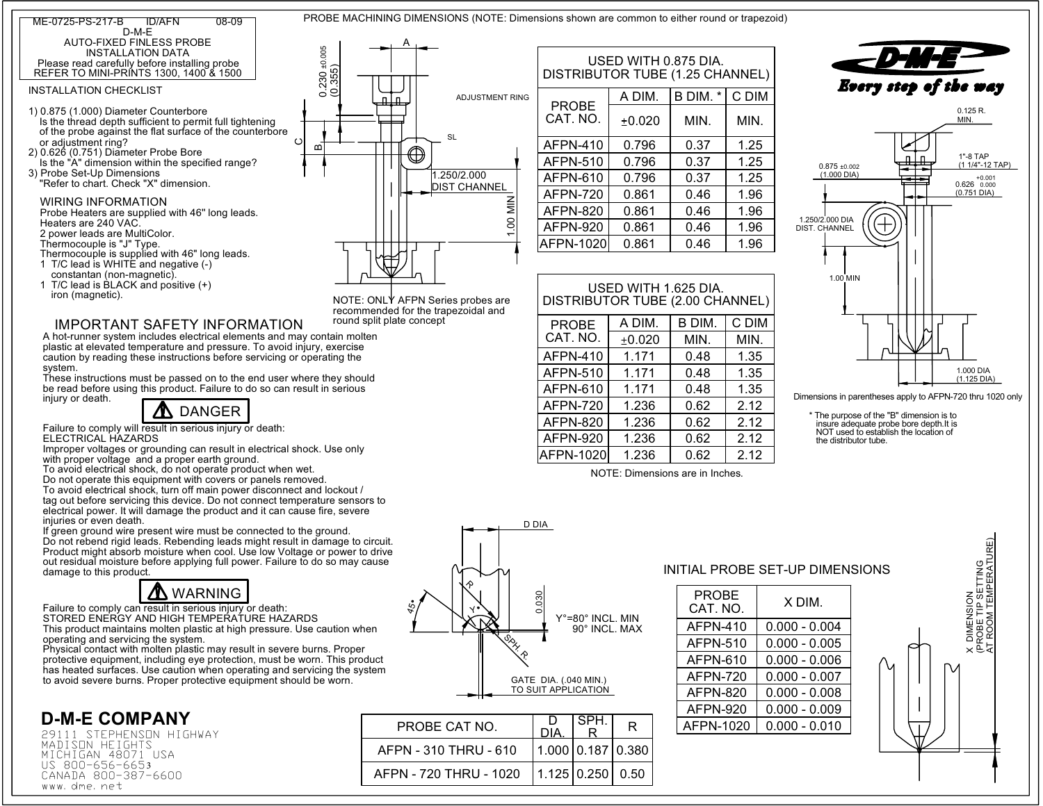ME-0725-PS-217-B ID/AFN 08-09

D-M-E
AUTO-FIXED FINLESS PROBE
INSTALLATION DATA
Please read carefully before installing probe
REFER TO MINI-PRINTS 1300, 1400 & 1500

INSTALLATION CHECKLIST

1) 0.875 (1.000) Diameter Counterbore
   Is the thread depth sufficient to permit full tightening of the probe against the flat surface of the counterbore or adjustment ring?
2) 0.626 (0.751) Diameter Probe Bore
   Is the "A" dimension within the specified range?
3) Probe Set-Up Dimensions
   "Refer to chart. Check "X" dimension.

WIRING INFORMATION
Probe Heaters are supplied with 46" long leads.
Heaters are 240 VAC.
2 power leads are MultiColor.
Thermocouple is "J" Type.
Thermocouple is supplied with 46" long leads.
1 T/C lead is WHITE and negative (-) constantan (non-magnetic).
1 T/C lead is BLACK and positive (+) iron (magnetic).

PROBE MACHINING DIMENSIONS (NOTE: Dimensions shown are common to either round or trapezoid)

A
0.230 ±0.005 (0.355)
ADJUSTMENT RING
SL
C
B
1.250/2.000 DIST CHANNEL
1.00 MIN

NOTE: ONLY AFPN Series probes are recommended for the trapezoidal and round split plate concept

| USED WITH 0.875 DIA. DISTRIBUTOR TUBE (1.25 CHANNEL) | | | |
|---|---|---|---|
| PROBE CAT. NO. | A DIM. | B DIM. * | C DIM |
| | ±0.020 | MIN. | MIN. |
| AFPN-410 | 0.796 | 0.37 | 1.25 |
| AFPN-510 | 0.796 | 0.37 | 1.25 |
| AFPN-610 | 0.796 | 0.37 | 1.25 |
| AFPN-720 | 0.861 | 0.46 | 1.96 |
| AFPN-820 | 0.861 | 0.46 | 1.96 |
| AFPN-920 | 0.861 | 0.46 | 1.96 |
| AFPN-1020 | 0.861 | 0.46 | 1.96 |

| USED WITH 1.625 DIA. DISTRIBUTOR TUBE (2.00 CHANNEL) | | | |
|---|---|---|---|
| PROBE CAT. NO. | A DIM. | B DIM. | C DIM. |
| | ±0.020 | MIN. | MIN. |
| AFPN-410 | 1.171 | 0.48 | 1.35 |
| AFPN-510 | 1.171 | 0.48 | 1.35 |
| AFPN-610 | 1.171 | 0.48 | 1.35 |
| AFPN-720 | 1.236 | 0.62 | 2.12 |
| AFPN-820 | 1.236 | 0.62 | 2.12 |
| AFPN-920 | 1.236 | 0.62 | 2.12 |
| AFPN-1020 | 1.236 | 0.62 | 2.12 |

NOTE: Dimensions are in Inches.

D-M-E
Every step of the way

0.125 R. MIN.
0.875 ±0.002 (1.000 DIA)
1"-8 TAP (1 1/4"-12 TAP)
0.626 +0.001 / 0.000 (0.751 DIA)
1.250/2.000 DIA DIST. CHANNEL
1.00 MIN
1.000 DIA (1.125 DIA)

Dimensions in parentheses apply to AFPN-720 thru 1020 only

\* The purpose of the "B" dimension is to insure adequate probe bore depth.It is NOT used to establish the location of the distributor tube.

## IMPORTANT SAFETY INFORMATION

A hot-runner system includes electrical elements and may contain molten plastic at elevated temperature and pressure. To avoid injury, exercise caution by reading these instructions before servicing or operating the system.
These instructions must be passed on to the end user where they should be read before using this product. Failure to do so can result in serious injury or death.

**⚠ DANGER**

Failure to comply will result in serious injury or death:
ELECTRICAL HAZARDS
Improper voltages or grounding can result in electrical shock. Use only with proper voltage and a proper earth ground.
To avoid electrical shock, do not operate product when wet.
Do not operate this equipment with covers or panels removed.
To avoid electrical shock, turn off main power disconnect and lockout / tag out before servicing this device. Do not connect temperature sensors to electrical power. It will damage the product and it can cause fire, severe injuries or even death.
If green ground wire present wire must be connected to the ground.
Do not rebend rigid leads. Rebending leads might result in damage to circuit.
Product might absorb moisture when cool. Use low Voltage or power to drive out residual moisture before applying full power. Failure to do so may cause damage to this product.

**⚠ WARNING**

Failure to comply can result in serious injury or death:
STORED ENERGY AND HIGH TEMPERATURE HAZARDS
This product maintains molten plastic at high pressure. Use caution when operating and servicing the system.
Physical contact with molten plastic may result in severe burns. Proper protective equipment, including eye protection, must be worn. This product has heated surfaces. Use caution when operating and servicing the system to avoid severe burns. Proper protective equipment should be worn.

D DIA
R
45°
Y°
0.030
Y°=80° INCL. MIN
90° INCL. MAX
SPH. R.
GATE DIA. (.040 MIN.) TO SUIT APPLICATION

| PROBE CAT NO. | D DIA. | SPH. R | R |
|---|---|---|---|
| AFPN - 310 THRU - 610 | 1.000 | 0.187 | 0.380 |
| AFPN - 720 THRU - 1020 | 1.125 | 0.250 | 0.50 |

INITIAL PROBE SET-UP DIMENSIONS

| PROBE CAT. NO. | X DIM. |
|---|---|
| AFPN-410 | 0.000 - 0.004 |
| AFPN-510 | 0.000 - 0.005 |
| AFPN-610 | 0.000 - 0.006 |
| AFPN-720 | 0.000 - 0.007 |
| AFPN-820 | 0.000 - 0.008 |
| AFPN-920 | 0.000 - 0.009 |
| AFPN-1020 | 0.000 - 0.010 |

X DIMENSION (PROBE TIP SETTING AT ROOM TEMPERATURE)

**D-M-E COMPANY**
29111 STEPHENSON HIGHWAY
MADISON HEIGHTS
MICHIGAN 48071 USA
US 800-656-6653
CANADA 800-387-6600
www.dme.net